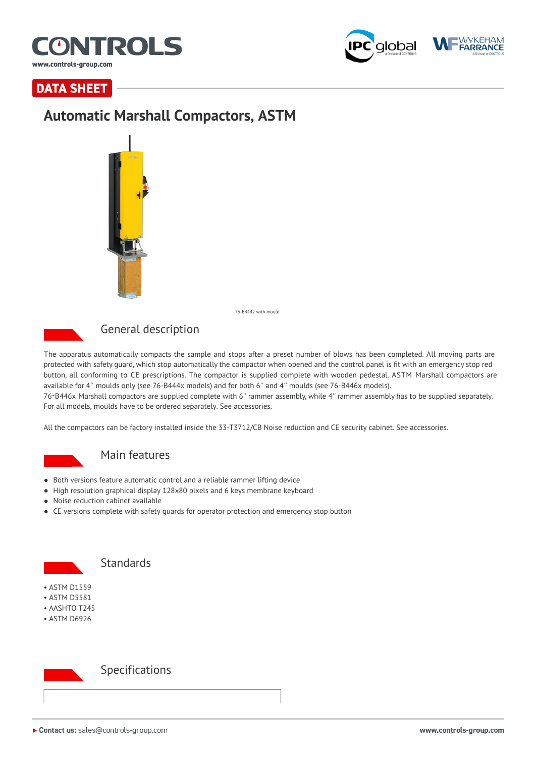DATA SHEET

# Automatic Marshall Compactors, ASTM

76-B4442 with mould

## General description

The apparatus automatically compacts the sample and stops after a preset number of blows has been completed. All moving parts are protected with safety guard, which stop automatically the compactor when opened and the control panel is fit with an emergency stop red button, all conforming to CE prescriptions. The compactor is supplied complete with wooden pedestal. ASTM Marshall compactors are available for 4'' moulds only (see 76-B444x models) and for both 6'' and 4'' moulds (see 76-B446x models).
76-B446x Marshall compactors are supplied complete with 6'' rammer assembly, while 4'' rammer assembly has to be supplied separately. For all models, moulds have to be ordered separately. See accessories.

All the compactors can be factory installed inside the 33-T3712/CB Noise reduction and CE security cabinet. See accessories.

## Main features

- Both versions feature automatic control and a reliable rammer lifting device
- High resolution graphical display 128x80 pixels and 6 keys membrane keyboard
- Noise reduction cabinet available
- CE versions complete with safety guards for operator protection and emergency stop button

## Standards

- ASTM D1559
- ASTM D5581
- AASHTO T245
- ASTM D6926

## Specifications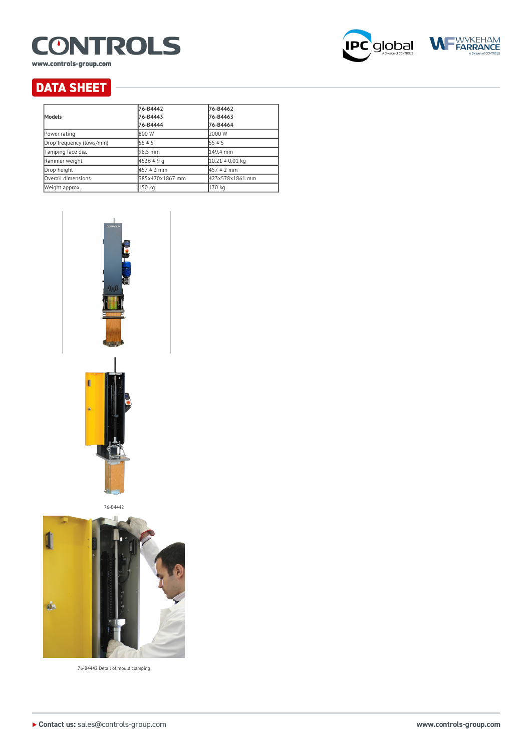## DATA SHEET

| Models | 76-B4442<br>76-B4443<br>76-B4444 | 76-B4462<br>76-B4463<br>76-B4464 |
|---|---|---|
| Power rating | 800 W | 2000 W |
| Drop frequency (lows/min) | 55 ± 5 | 55 ± 5 |
| Tamping face dia. | 98.5 mm | 149.4 mm |
| Rammer weight | 4536 ± 9 g | 10.21 ± 0.01 kg |
| Drop height | 457 ± 3 mm | 457 ± 2 mm |
| Overall dimensions | 385x470x1867 mm | 423x578x1861 mm |
| Weight approx. | 150 kg | 170 kg |

76-B4442

76-B4442 Detail of mould clamping

▶ **Contact us:** sales@controls-group.com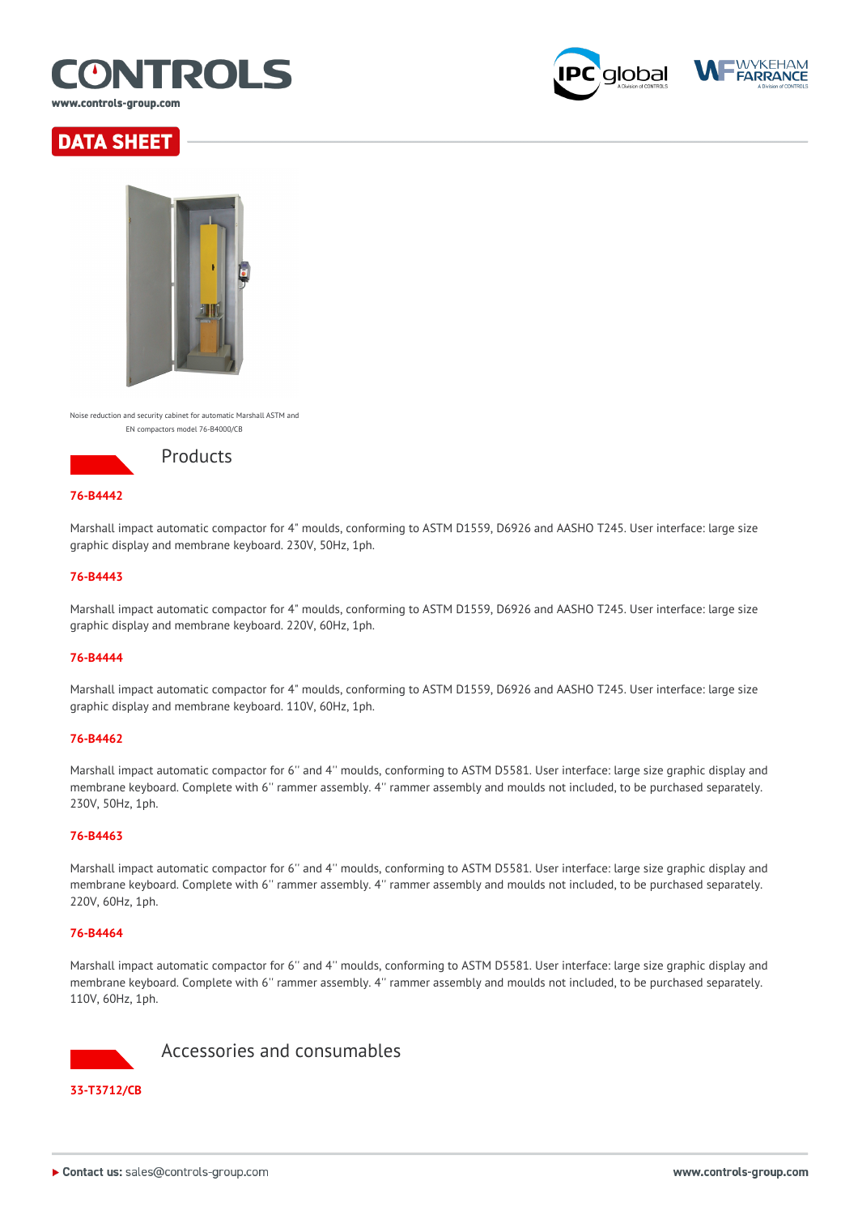## DATA SHEET

Noise reduction and security cabinet for automatic Marshall ASTM and EN compactors model 76-B4000/CB

## Products

**76-B4442**

Marshall impact automatic compactor for 4" moulds, conforming to ASTM D1559, D6926 and AASHO T245. User interface: large size graphic display and membrane keyboard. 230V, 50Hz, 1ph.

**76-B4443**

Marshall impact automatic compactor for 4" moulds, conforming to ASTM D1559, D6926 and AASHO T245. User interface: large size graphic display and membrane keyboard. 220V, 60Hz, 1ph.

**76-B4444**

Marshall impact automatic compactor for 4" moulds, conforming to ASTM D1559, D6926 and AASHO T245. User interface: large size graphic display and membrane keyboard. 110V, 60Hz, 1ph.

**76-B4462**

Marshall impact automatic compactor for 6'' and 4'' moulds, conforming to ASTM D5581. User interface: large size graphic display and membrane keyboard. Complete with 6'' rammer assembly. 4'' rammer assembly and moulds not included, to be purchased separately. 230V, 50Hz, 1ph.

**76-B4463**

Marshall impact automatic compactor for 6'' and 4'' moulds, conforming to ASTM D5581. User interface: large size graphic display and membrane keyboard. Complete with 6'' rammer assembly. 4'' rammer assembly and moulds not included, to be purchased separately. 220V, 60Hz, 1ph.

**76-B4464**

Marshall impact automatic compactor for 6'' and 4'' moulds, conforming to ASTM D5581. User interface: large size graphic display and membrane keyboard. Complete with 6'' rammer assembly. 4'' rammer assembly and moulds not included, to be purchased separately. 110V, 60Hz, 1ph.

## Accessories and consumables

**33-T3712/CB**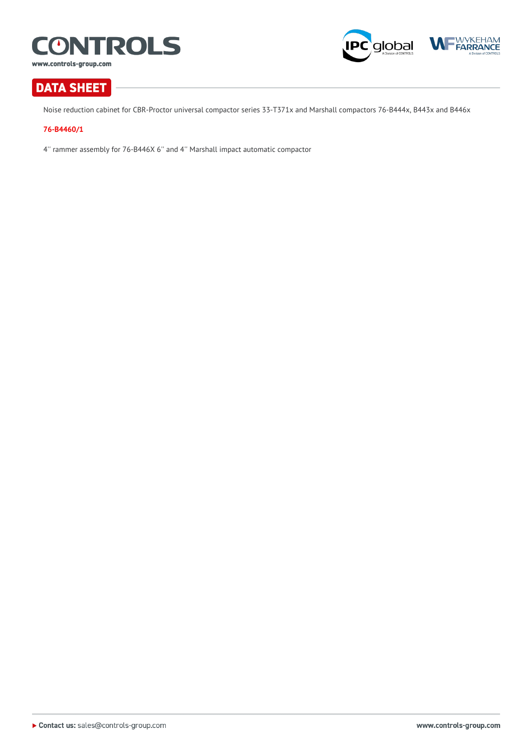Noise reduction cabinet for CBR-Proctor universal compactor series 33-T371x and Marshall compactors 76-B444x, B443x and B446x

**76-B4460/1**

4'' rammer assembly for 76-B446X 6'' and 4'' Marshall impact automatic compactor